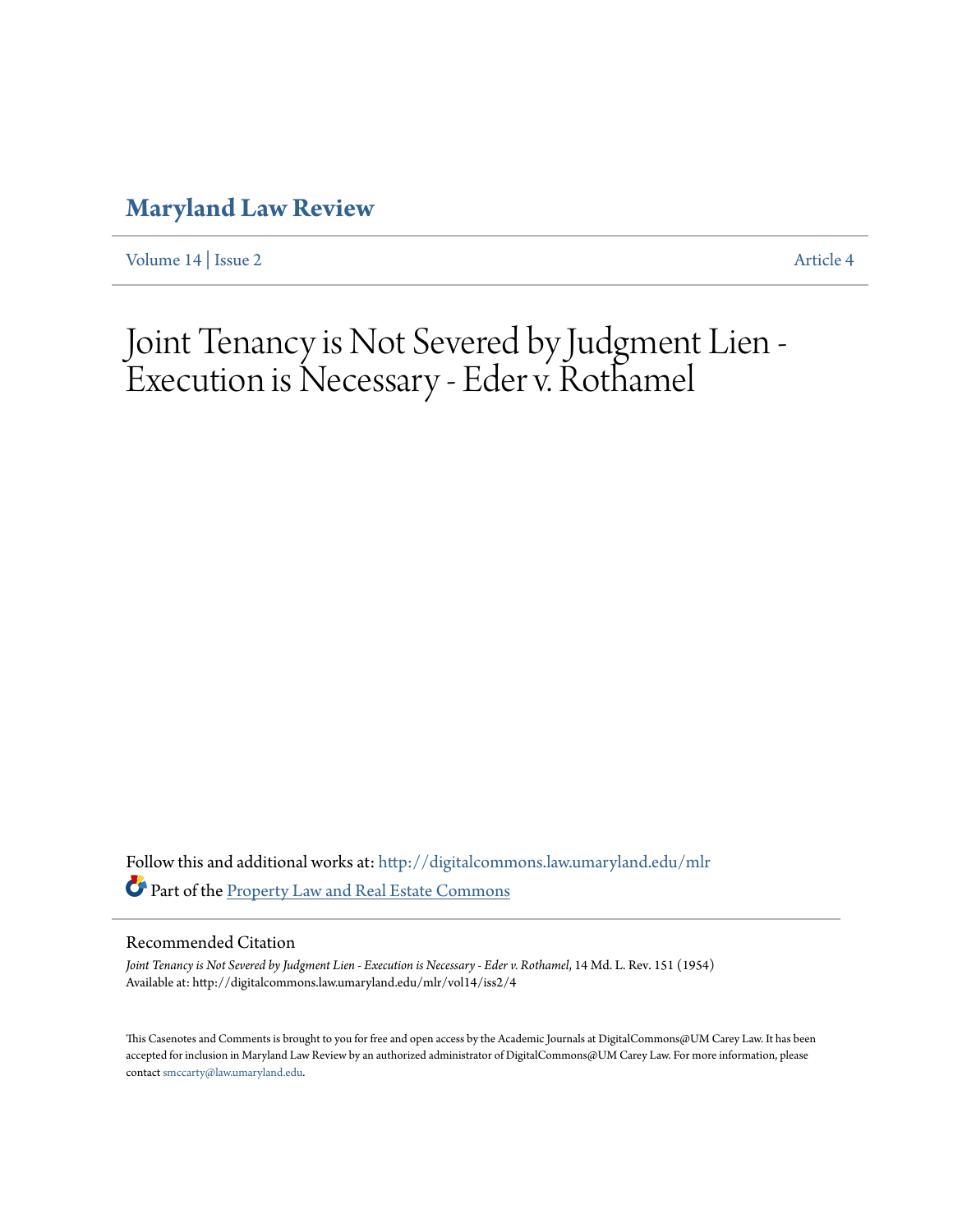# Maryland Law Review

Volume 14 | Issue 2 Article 4

# Joint Tenancy is Not Severed by Judgment Lien - Execution is Necessary - Eder v. Rothamel

Follow this and additional works at: http://digitalcommons.law.umaryland.edu/mlr

Part of the Property Law and Real Estate Commons

## Recommended Citation

*Joint Tenancy is Not Severed by Judgment Lien - Execution is Necessary - Eder v. Rothamel,* 14 Md. L. Rev. 151 (1954)
Available at: http://digitalcommons.law.umaryland.edu/mlr/vol14/iss2/4

This Casenotes and Comments is brought to you for free and open access by the Academic Journals at DigitalCommons@UM Carey Law. It has been accepted for inclusion in Maryland Law Review by an authorized administrator of DigitalCommons@UM Carey Law. For more information, please contact smccarty@law.umaryland.edu.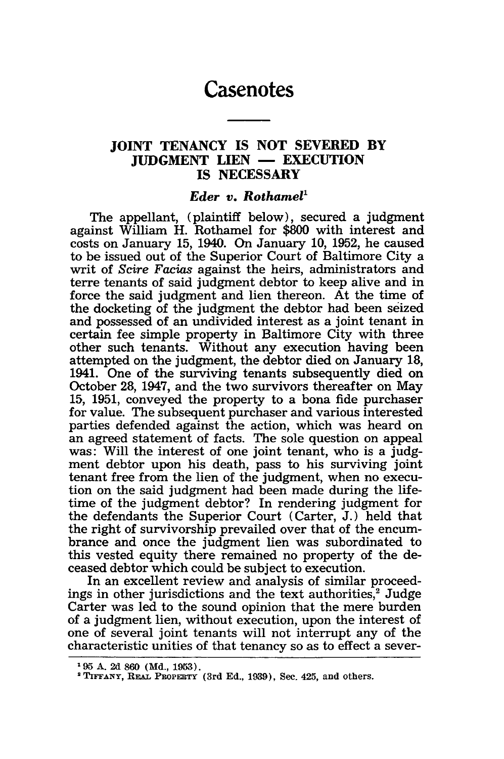# Casenotes

## JOINT TENANCY IS NOT SEVERED BY JUDGMENT LIEN — EXECUTION IS NECESSARY

### *Eder v. Rothamel*[1]

The appellant, (plaintiff below), secured a judgment against William H. Rothamel for $800 with interest and costs on January 15, 1940. On January 10, 1952, he caused to be issued out of the Superior Court of Baltimore City a writ of *Scire Facias* against the heirs, administrators and terre tenants of said judgment debtor to keep alive and in force the said judgment and lien thereon. At the time of the docketing of the judgment the debtor had been seized and possessed of an undivided interest as a joint tenant in certain fee simple property in Baltimore City with three other such tenants. Without any execution having been attempted on the judgment, the debtor died on January 18, 1941. One of the surviving tenants subsequently died on October 28, 1947, and the two survivors thereafter on May 15, 1951, conveyed the property to a bona fide purchaser for value. The subsequent purchaser and various interested parties defended against the action, which was heard on an agreed statement of facts. The sole question on appeal was: Will the interest of one joint tenant, who is a judgment debtor upon his death, pass to his surviving joint tenant free from the lien of the judgment, when no execution on the said judgment had been made during the lifetime of the judgment debtor? In rendering judgment for the defendants the Superior Court (Carter, J.) held that the right of survivorship prevailed over that of the encumbrance and once the judgment lien was subordinated to this vested equity there remained no property of the deceased debtor which could be subject to execution.

In an excellent review and analysis of similar proceedings in other jurisdictions and the text authorities,[2] Judge Carter was led to the sound opinion that the mere burden of a judgment lien, without execution, upon the interest of one of several joint tenants will not interrupt any of the characteristic unities of that tenancy so as to effect a sever-

---

[1] 95 A. 2d 860 (Md., 1953).

[2] TIFFANY, REAL PROPERTY (3rd Ed., 1939), Sec. 425, and others.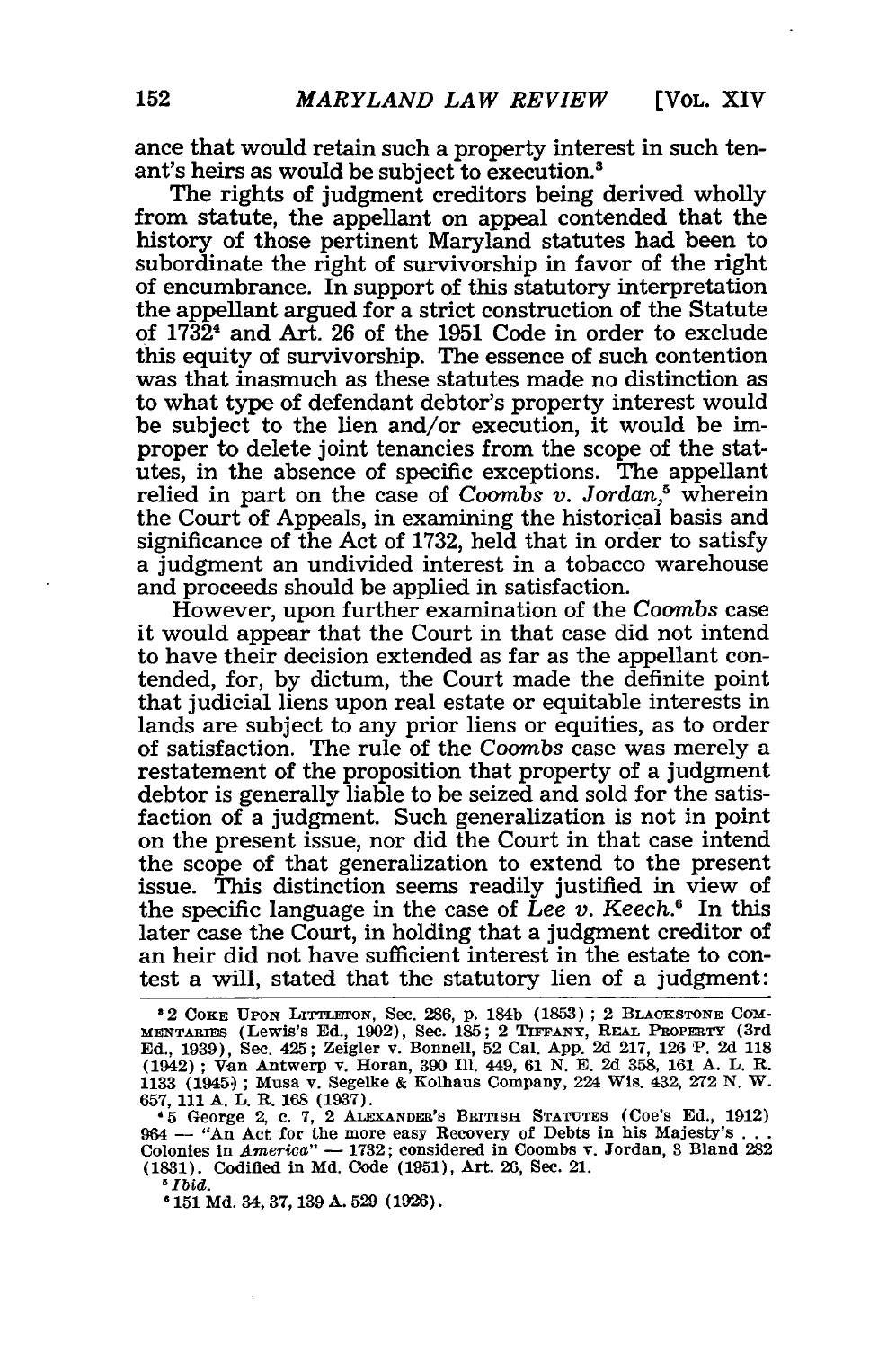ance that would retain such a property interest in such tenant's heirs as would be subject to execution.[3]

The rights of judgment creditors being derived wholly from statute, the appellant on appeal contended that the history of those pertinent Maryland statutes had been to subordinate the right of survivorship in favor of the right of encumbrance. In support of this statutory interpretation the appellant argued for a strict construction of the Statute of 1732[4] and Art. 26 of the 1951 Code in order to exclude this equity of survivorship. The essence of such contention was that inasmuch as these statutes made no distinction as to what type of defendant debtor's property interest would be subject to the lien and/or execution, it would be improper to delete joint tenancies from the scope of the statutes, in the absence of specific exceptions. The appellant relied in part on the case of *Coombs v. Jordan*,[5] wherein the Court of Appeals, in examining the historical basis and significance of the Act of 1732, held that in order to satisfy a judgment an undivided interest in a tobacco warehouse and proceeds should be applied in satisfaction.

However, upon further examination of the *Coombs* case it would appear that the Court in that case did not intend to have their decision extended as far as the appellant contended, for, by dictum, the Court made the definite point that judicial liens upon real estate or equitable interests in lands are subject to any prior liens or equities, as to order of satisfaction. The rule of the *Coombs* case was merely a restatement of the proposition that property of a judgment debtor is generally liable to be seized and sold for the satisfaction of a judgment. Such generalization is not in point on the present issue, nor did the Court in that case intend the scope of that generalization to extend to the present issue. This distinction seems readily justified in view of the specific language in the case of *Lee v. Keech*.[6] In this later case the Court, in holding that a judgment creditor of an heir did not have sufficient interest in the estate to contest a will, stated that the statutory lien of a judgment:

---

[3] 2 COKE UPON LITTLETON, Sec. 286, p. 184b (1853); 2 BLACKSTONE COMMENTARIES (Lewis's Ed., 1902), Sec. 185; 2 TIFFANY, REAL PROPERTY (3rd Ed., 1939), Sec. 425; Zeigler v. Bonnell, 52 Cal. App. 2d 217, 126 P. 2d 118 (1942); Van Antwerp v. Horan, 390 Ill. 449, 61 N. E. 2d 358, 161 A. L. R. 1133 (1945); Musa v. Segelke & Kolhaus Company, 224 Wis. 432, 272 N. W. 657, 111 A. L. R. 168 (1937).

[4] 5 George 2, c. 7, 2 ALEXANDER'S BRITISH STATUTES (Coe's Ed., 1912) 964 — "An Act for the more easy Recovery of Debts in his Majesty's . . . Colonies in *America*" — 1732; considered in Coombs v. Jordan, 3 Bland 282 (1831). Codified in Md. Code (1951), Art. 26, Sec. 21.

[5] *Ibid.*

[6] 151 Md. 34, 37, 139 A. 529 (1926).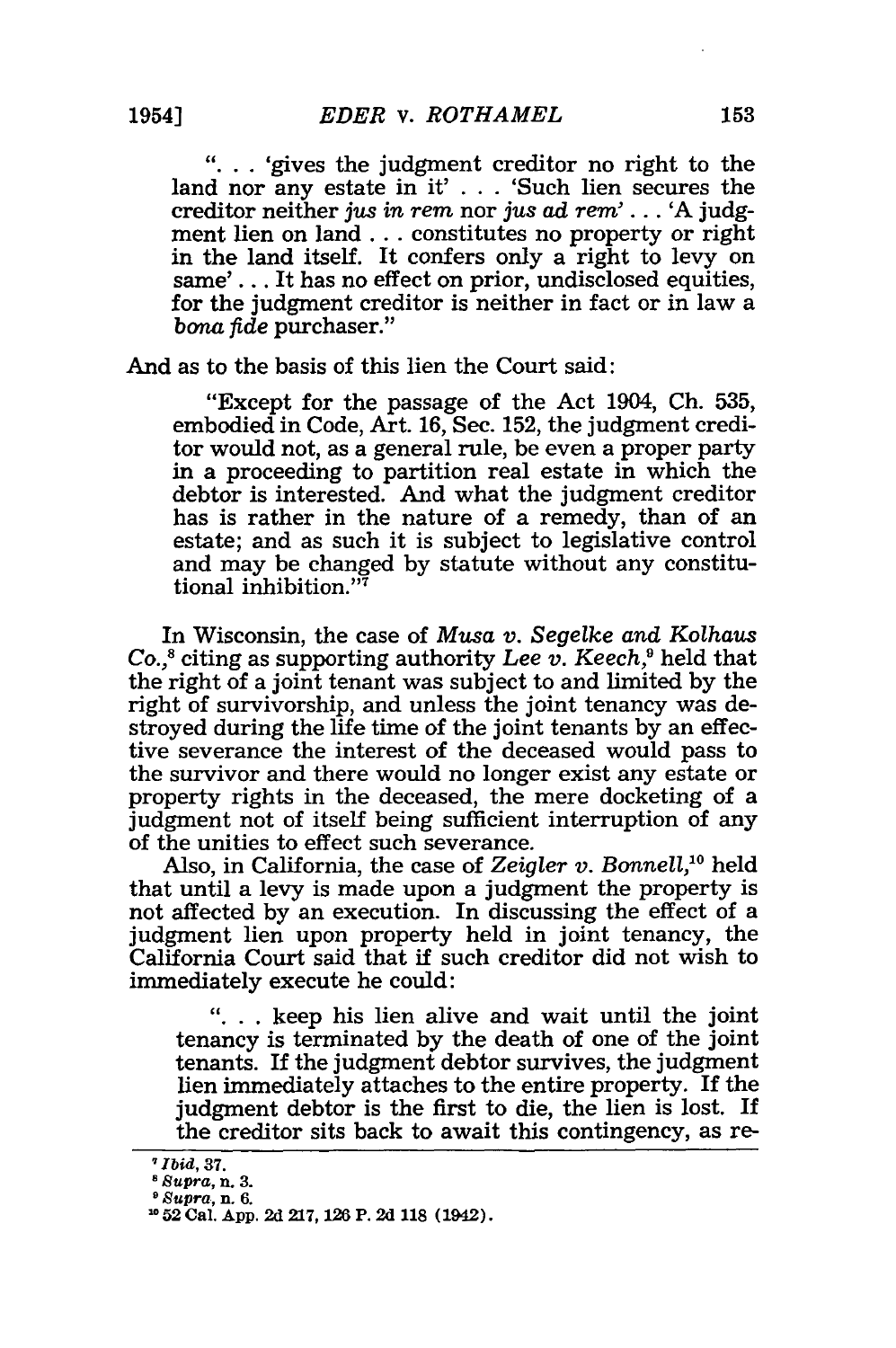> ". . . 'gives the judgment creditor no right to the land nor any estate in it' . . . 'Such lien secures the creditor neither *jus in rem* nor *jus ad rem*' . . . 'A judgment lien on land . . . constitutes no property or right in the land itself. It confers only a right to levy on same' . . . It has no effect on prior, undisclosed equities, for the judgment creditor is neither in fact or in law a *bona fide* purchaser."

And as to the basis of this lien the Court said:

> "Except for the passage of the Act 1904, Ch. 535, embodied in Code, Art. 16, Sec. 152, the judgment creditor would not, as a general rule, be even a proper party in a proceeding to partition real estate in which the debtor is interested. And what the judgment creditor has is rather in the nature of a remedy, than of an estate; and as such it is subject to legislative control and may be changed by statute without any constitutional inhibition."[7]

In Wisconsin, the case of *Musa v. Segelke and Kolhaus Co.*,[8] citing as supporting authority *Lee v. Keech*,[9] held that the right of a joint tenant was subject to and limited by the right of survivorship, and unless the joint tenancy was destroyed during the life time of the joint tenants by an effective severance the interest of the deceased would pass to the survivor and there would no longer exist any estate or property rights in the deceased, the mere docketing of a judgment not of itself being sufficient interruption of any of the unities to effect such severance.

Also, in California, the case of *Zeigler v. Bonnell*,[10] held that until a levy is made upon a judgment the property is not affected by an execution. In discussing the effect of a judgment lien upon property held in joint tenancy, the California Court said that if such creditor did not wish to immediately execute he could:

> ". . . keep his lien alive and wait until the joint tenancy is terminated by the death of one of the joint tenants. If the judgment debtor survives, the judgment lien immediately attaches to the entire property. If the judgment debtor is the first to die, the lien is lost. If the creditor sits back to await this contingency, as re-

---

[7] *Ibid*, 37.

[8] *Supra*, n. 3.

[9] *Supra*, n. 6.

[10] 52 Cal. App. 2d 217, 126 P. 2d 118 (1942).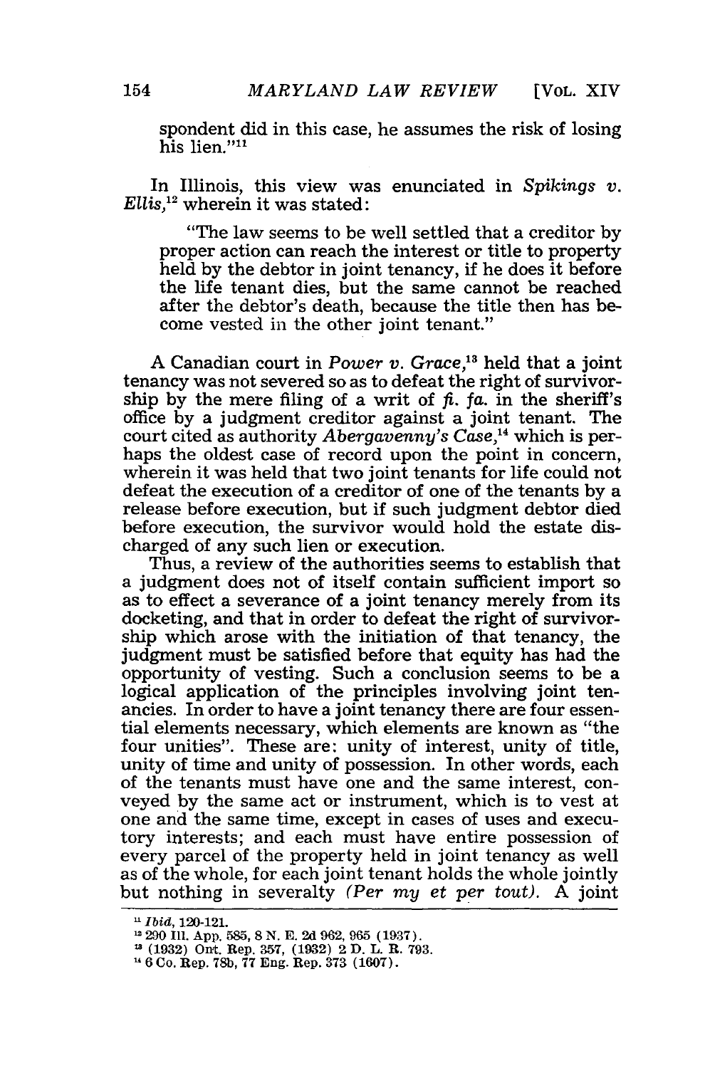spondent did in this case, he assumes the risk of losing his lien."[11]

In Illinois, this view was enunciated in *Spikings v. Ellis*,[12] wherein it was stated:

> "The law seems to be well settled that a creditor by proper action can reach the interest or title to property held by the debtor in joint tenancy, if he does it before the life tenant dies, but the same cannot be reached after the debtor's death, because the title then has become vested in the other joint tenant."

A Canadian court in *Power v. Grace*,[13] held that a joint tenancy was not severed so as to defeat the right of survivorship by the mere filing of a writ of *fi. fa.* in the sheriff's office by a judgment creditor against a joint tenant. The court cited as authority *Abergavenny's Case*,[14] which is perhaps the oldest case of record upon the point in concern, wherein it was held that two joint tenants for life could not defeat the execution of a creditor of one of the tenants by a release before execution, but if such judgment debtor died before execution, the survivor would hold the estate discharged of any such lien or execution.

Thus, a review of the authorities seems to establish that a judgment does not of itself contain sufficient import so as to effect a severance of a joint tenancy merely from its docketing, and that in order to defeat the right of survivorship which arose with the initiation of that tenancy, the judgment must be satisfied before that equity has had the opportunity of vesting. Such a conclusion seems to be a logical application of the principles involving joint tenancies. In order to have a joint tenancy there are four essential elements necessary, which elements are known as "the four unities". These are: unity of interest, unity of title, unity of time and unity of possession. In other words, each of the tenants must have one and the same interest, conveyed by the same act or instrument, which is to vest at one and the same time, except in cases of uses and executory interests; and each must have entire possession of every parcel of the property held in joint tenancy as well as of the whole, for each joint tenant holds the whole jointly but nothing in severalty *(Per my et per tout)*. A joint

---

[11] *Ibid*, 120-121.

[12] 290 Ill. App. 585, 8 N. E. 2d 962, 965 (1937).

[13] (1932) Ont. Rep. 357, (1932) 2 D. L. R. 793.

[14] 6 Co. Rep. 78b, 77 Eng. Rep. 373 (1607).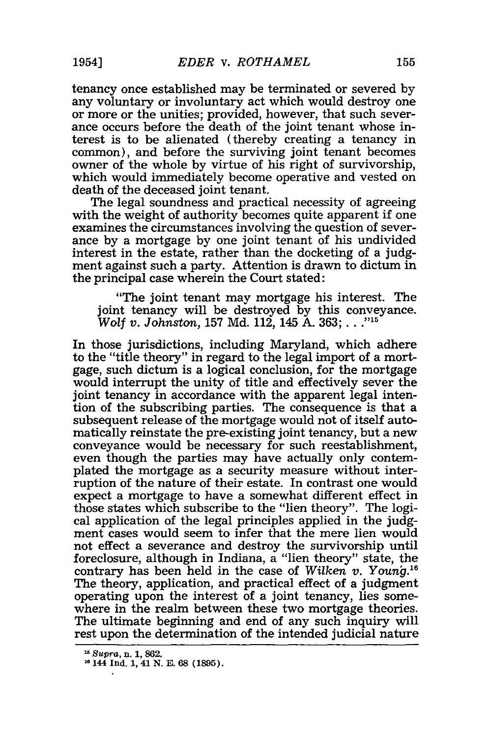tenancy once established may be terminated or severed by any voluntary or involuntary act which would destroy one or more or the unities; provided, however, that such severance occurs before the death of the joint tenant whose interest is to be alienated (thereby creating a tenancy in common), and before the surviving joint tenant becomes owner of the whole by virtue of his right of survivorship, which would immediately become operative and vested on death of the deceased joint tenant.

The legal soundness and practical necessity of agreeing with the weight of authority becomes quite apparent if one examines the circumstances involving the question of severance by a mortgage by one joint tenant of his undivided interest in the estate, rather than the docketing of a judgment against such a party. Attention is drawn to dictum in the principal case wherein the Court stated:

> "The joint tenant may mortgage his interest. The joint tenancy will be destroyed by this conveyance. *Wolf v. Johnston*, 157 Md. 112, 145 A. 363; . . ."[15]

In those jurisdictions, including Maryland, which adhere to the "title theory" in regard to the legal import of a mortgage, such dictum is a logical conclusion, for the mortgage would interrupt the unity of title and effectively sever the joint tenancy in accordance with the apparent legal intention of the subscribing parties. The consequence is that a subsequent release of the mortgage would not of itself automatically reinstate the pre-existing joint tenancy, but a new conveyance would be necessary for such reestablishment, even though the parties may have actually only contemplated the mortgage as a security measure without interruption of the nature of their estate. In contrast one would expect a mortgage to have a somewhat different effect in those states which subscribe to the "lien theory". The logical application of the legal principles applied in the judgment cases would seem to infer that the mere lien would not effect a severance and destroy the survivorship until foreclosure, although in Indiana, a "lien theory" state, the contrary has been held in the case of *Wilken v. Young*.[16] The theory, application, and practical effect of a judgment operating upon the interest of a joint tenancy, lies somewhere in the realm between these two mortgage theories. The ultimate beginning and end of any such inquiry will rest upon the determination of the intended judicial nature

---

[15] *Supra*, n. 1, 862.

[16] 144 Ind. 1, 41 N. E. 68 (1895).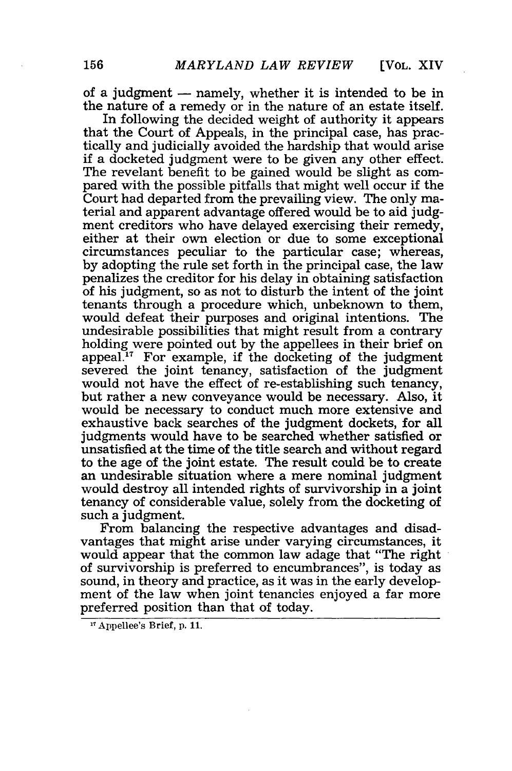of a judgment — namely, whether it is intended to be in the nature of a remedy or in the nature of an estate itself.

In following the decided weight of authority it appears that the Court of Appeals, in the principal case, has practically and judicially avoided the hardship that would arise if a docketed judgment were to be given any other effect. The revelant benefit to be gained would be slight as compared with the possible pitfalls that might well occur if the Court had departed from the prevailing view. The only material and apparent advantage offered would be to aid judgment creditors who have delayed exercising their remedy, either at their own election or due to some exceptional circumstances peculiar to the particular case; whereas, by adopting the rule set forth in the principal case, the law penalizes the creditor for his delay in obtaining satisfaction of his judgment, so as not to disturb the intent of the joint tenants through a procedure which, unbeknown to them, would defeat their purposes and original intentions. The undesirable possibilities that might result from a contrary holding were pointed out by the appellees in their brief on appeal.[17] For example, if the docketing of the judgment severed the joint tenancy, satisfaction of the judgment would not have the effect of re-establishing such tenancy, but rather a new conveyance would be necessary. Also, it would be necessary to conduct much more extensive and exhaustive back searches of the judgment dockets, for all judgments would have to be searched whether satisfied or unsatisfied at the time of the title search and without regard to the age of the joint estate. The result could be to create an undesirable situation where a mere nominal judgment would destroy all intended rights of survivorship in a joint tenancy of considerable value, solely from the docketing of such a judgment.

From balancing the respective advantages and disadvantages that might arise under varying circumstances, it would appear that the common law adage that "The right of survivorship is preferred to encumbrances", is today as sound, in theory and practice, as it was in the early development of the law when joint tenancies enjoyed a far more preferred position than that of today.

---

[17] Appellee's Brief, p. 11.